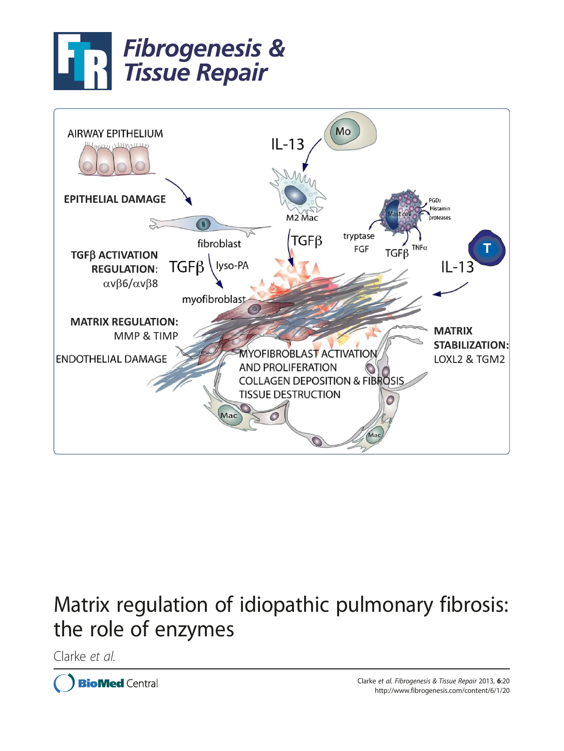# Matrix regulation of idiopathic pulmonary fibrosis: the role of enzymes

Clarke *et al.*

Clarke *et al. Fibrogenesis & Tissue Repair* 2013, **6**:20
http://www.fibrogenesis.com/content/6/1/20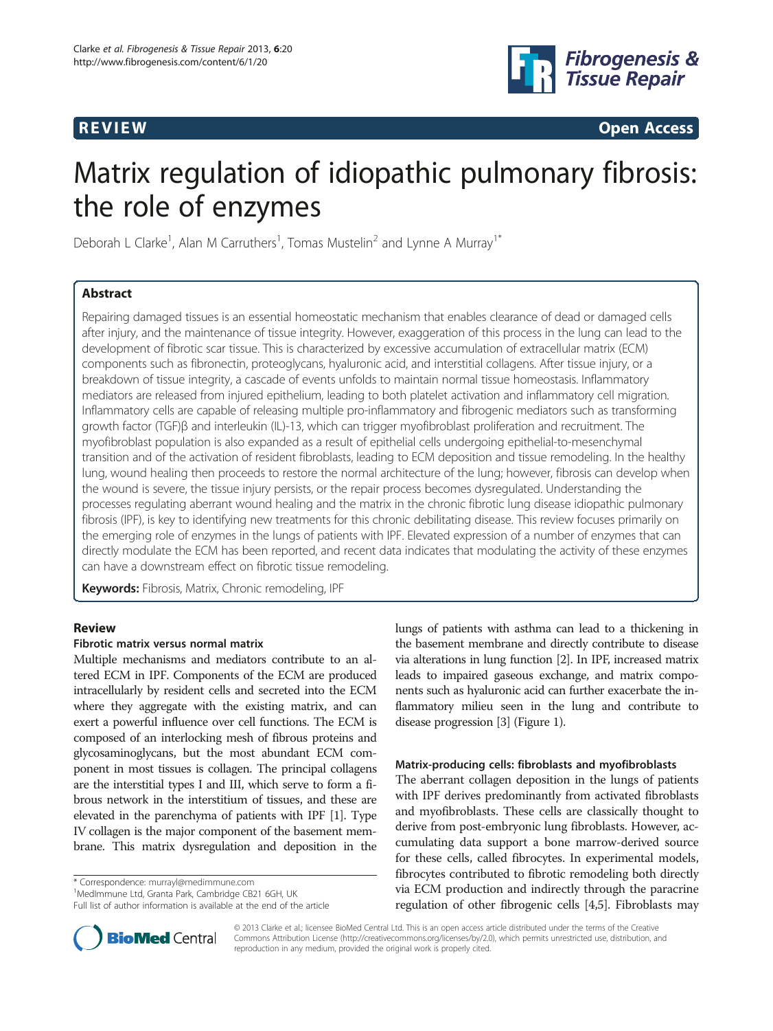# Matrix regulation of idiopathic pulmonary fibrosis: the role of enzymes

Deborah L Clarke[1], Alan M Carruthers[1], Tomas Mustelin[2] and Lynne A Murray[1*]

## Abstract

Repairing damaged tissues is an essential homeostatic mechanism that enables clearance of dead or damaged cells after injury, and the maintenance of tissue integrity. However, exaggeration of this process in the lung can lead to the development of fibrotic scar tissue. This is characterized by excessive accumulation of extracellular matrix (ECM) components such as fibronectin, proteoglycans, hyaluronic acid, and interstitial collagens. After tissue injury, or a breakdown of tissue integrity, a cascade of events unfolds to maintain normal tissue homeostasis. Inflammatory mediators are released from injured epithelium, leading to both platelet activation and inflammatory cell migration. Inflammatory cells are capable of releasing multiple pro-inflammatory and fibrogenic mediators such as transforming growth factor (TGF)β and interleukin (IL)-13, which can trigger myofibroblast proliferation and recruitment. The myofibroblast population is also expanded as a result of epithelial cells undergoing epithelial-to-mesenchymal transition and of the activation of resident fibroblasts, leading to ECM deposition and tissue remodeling. In the healthy lung, wound healing then proceeds to restore the normal architecture of the lung; however, fibrosis can develop when the wound is severe, the tissue injury persists, or the repair process becomes dysregulated. Understanding the processes regulating aberrant wound healing and the matrix in the chronic fibrotic lung disease idiopathic pulmonary fibrosis (IPF), is key to identifying new treatments for this chronic debilitating disease. This review focuses primarily on the emerging role of enzymes in the lungs of patients with IPF. Elevated expression of a number of enzymes that can directly modulate the ECM has been reported, and recent data indicates that modulating the activity of these enzymes can have a downstream effect on fibrotic tissue remodeling.

**Keywords:** Fibrosis, Matrix, Chronic remodeling, IPF

## Review

### Fibrotic matrix versus normal matrix

Multiple mechanisms and mediators contribute to an altered ECM in IPF. Components of the ECM are produced intracellularly by resident cells and secreted into the ECM where they aggregate with the existing matrix, and can exert a powerful influence over cell functions. The ECM is composed of an interlocking mesh of fibrous proteins and glycosaminoglycans, but the most abundant ECM component in most tissues is collagen. The principal collagens are the interstitial types I and III, which serve to form a fibrous network in the interstitium of tissues, and these are elevated in the parenchyma of patients with IPF [1]. Type IV collagen is the major component of the basement membrane. This matrix dysregulation and deposition in the lungs of patients with asthma can lead to a thickening in the basement membrane and directly contribute to disease via alterations in lung function [2]. In IPF, increased matrix leads to impaired gaseous exchange, and matrix components such as hyaluronic acid can further exacerbate the inflammatory milieu seen in the lung and contribute to disease progression [3] (Figure 1).

### Matrix-producing cells: fibroblasts and myofibroblasts

The aberrant collagen deposition in the lungs of patients with IPF derives predominantly from activated fibroblasts and myofibroblasts. These cells are classically thought to derive from post-embryonic lung fibroblasts. However, accumulating data support a bone marrow-derived source for these cells, called fibrocytes. In experimental models, fibrocytes contributed to fibrotic remodeling both directly via ECM production and indirectly through the paracrine regulation of other fibrogenic cells [4,5]. Fibroblasts may

\* Correspondence: murrayl@medimmune.com
[1]MedImmune Ltd, Granta Park, Cambridge CB21 6GH, UK
Full list of author information is available at the end of the article

© 2013 Clarke et al.; licensee BioMed Central Ltd. This is an open access article distributed under the terms of the Creative Commons Attribution License (http://creativecommons.org/licenses/by/2.0), which permits unrestricted use, distribution, and reproduction in any medium, provided the original work is properly cited.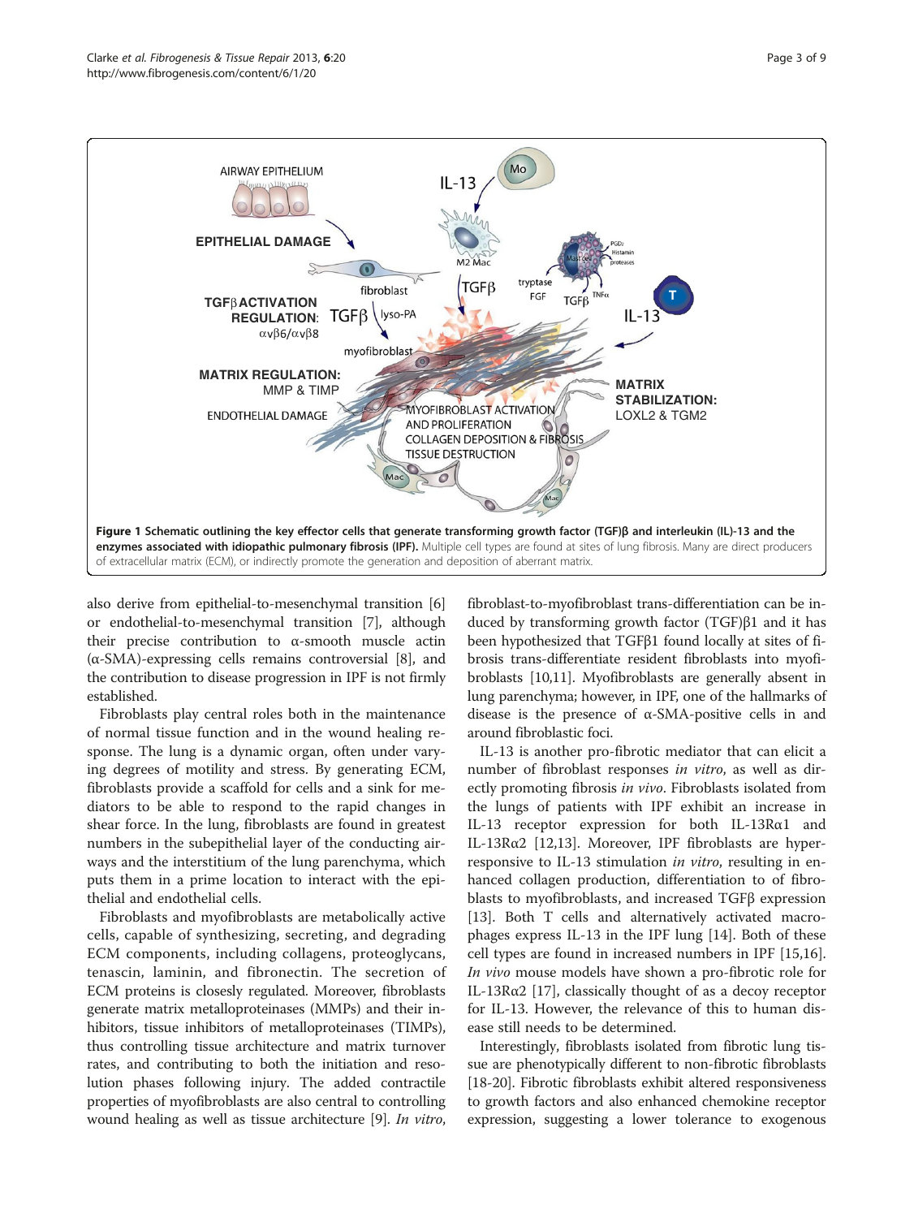**Figure 1 Schematic outlining the key effector cells that generate transforming growth factor (TGF)β and interleukin (IL)-13 and the enzymes associated with idiopathic pulmonary fibrosis (IPF).** Multiple cell types are found at sites of lung fibrosis. Many are direct producers of extracellular matrix (ECM), or indirectly promote the generation and deposition of aberrant matrix.

also derive from epithelial-to-mesenchymal transition [6] or endothelial-to-mesenchymal transition [7], although their precise contribution to α-smooth muscle actin (α-SMA)-expressing cells remains controversial [8], and the contribution to disease progression in IPF is not firmly established.

Fibroblasts play central roles both in the maintenance of normal tissue function and in the wound healing response. The lung is a dynamic organ, often under varying degrees of motility and stress. By generating ECM, fibroblasts provide a scaffold for cells and a sink for mediators to be able to respond to the rapid changes in shear force. In the lung, fibroblasts are found in greatest numbers in the subepithelial layer of the conducting airways and the interstitium of the lung parenchyma, which puts them in a prime location to interact with the epithelial and endothelial cells.

Fibroblasts and myofibroblasts are metabolically active cells, capable of synthesizing, secreting, and degrading ECM components, including collagens, proteoglycans, tenascin, laminin, and fibronectin. The secretion of ECM proteins is closesly regulated. Moreover, fibroblasts generate matrix metalloproteinases (MMPs) and their inhibitors, tissue inhibitors of metalloproteinases (TIMPs), thus controlling tissue architecture and matrix turnover rates, and contributing to both the initiation and resolution phases following injury. The added contractile properties of myofibroblasts are also central to controlling wound healing as well as tissue architecture [9]. *In vitro*, fibroblast-to-myofibroblast trans-differentiation can be induced by transforming growth factor (TGF)β1 and it has been hypothesized that TGFβ1 found locally at sites of fibrosis trans-differentiate resident fibroblasts into myofibroblasts [10,11]. Myofibroblasts are generally absent in lung parenchyma; however, in IPF, one of the hallmarks of disease is the presence of α-SMA-positive cells in and around fibroblastic foci.

IL-13 is another pro-fibrotic mediator that can elicit a number of fibroblast responses *in vitro*, as well as directly promoting fibrosis *in vivo*. Fibroblasts isolated from the lungs of patients with IPF exhibit an increase in IL-13 receptor expression for both IL-13Rα1 and IL-13Rα2 [12,13]. Moreover, IPF fibroblasts are hyper-responsive to IL-13 stimulation *in vitro*, resulting in enhanced collagen production, differentiation to of fibroblasts to myofibroblasts, and increased TGFβ expression [13]. Both T cells and alternatively activated macrophages express IL-13 in the IPF lung [14]. Both of these cell types are found in increased numbers in IPF [15,16]. *In vivo* mouse models have shown a pro-fibrotic role for IL-13Rα2 [17], classically thought of as a decoy receptor for IL-13. However, the relevance of this to human disease still needs to be determined.

Interestingly, fibroblasts isolated from fibrotic lung tissue are phenotypically different to non-fibrotic fibroblasts [18-20]. Fibrotic fibroblasts exhibit altered responsiveness to growth factors and also enhanced chemokine receptor expression, suggesting a lower tolerance to exogenous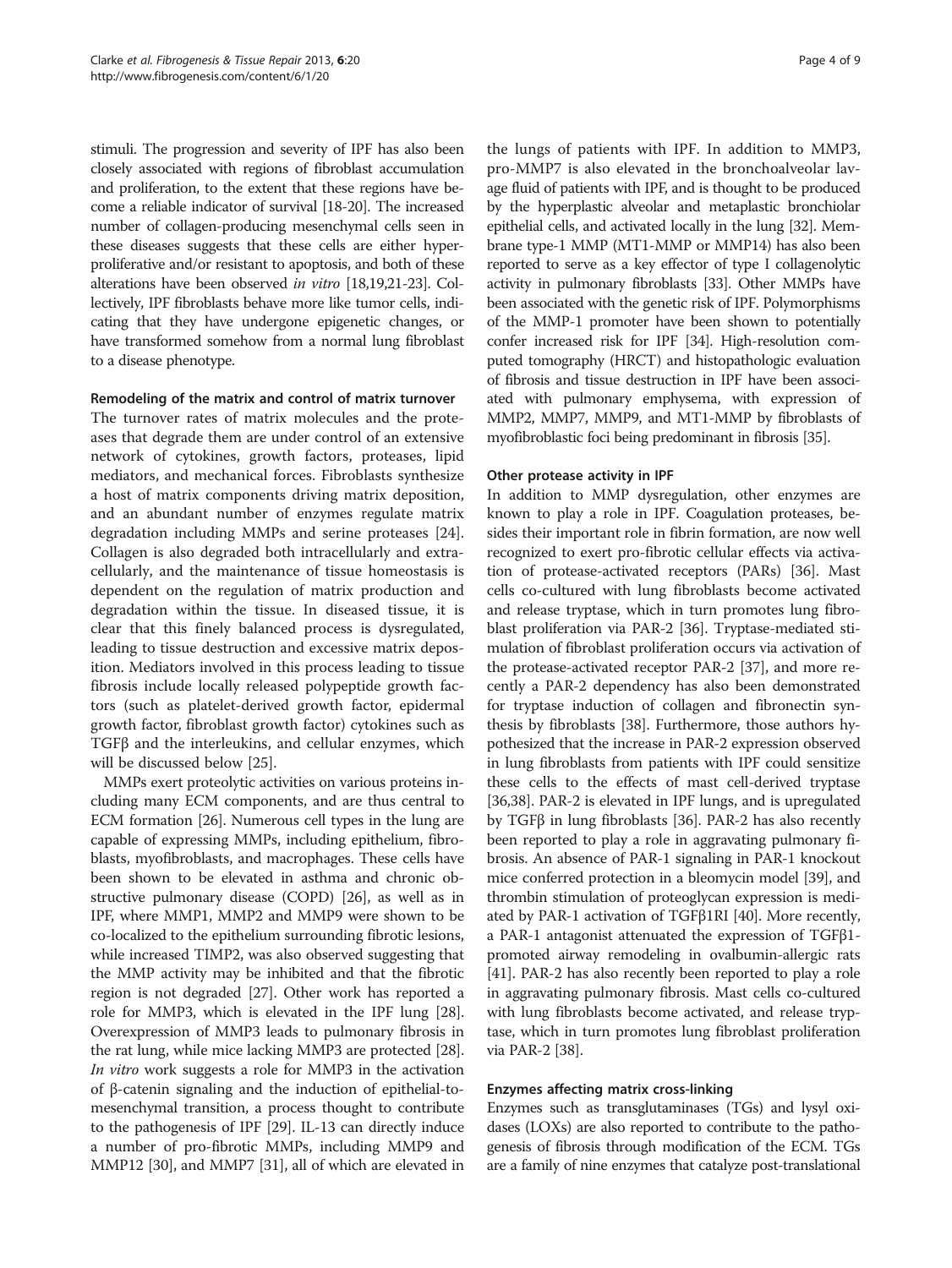stimuli. The progression and severity of IPF has also been closely associated with regions of fibroblast accumulation and proliferation, to the extent that these regions have become a reliable indicator of survival [18-20]. The increased number of collagen-producing mesenchymal cells seen in these diseases suggests that these cells are either hyperproliferative and/or resistant to apoptosis, and both of these alterations have been observed *in vitro* [18,19,21-23]. Collectively, IPF fibroblasts behave more like tumor cells, indicating that they have undergone epigenetic changes, or have transformed somehow from a normal lung fibroblast to a disease phenotype.

#### Remodeling of the matrix and control of matrix turnover

The turnover rates of matrix molecules and the proteases that degrade them are under control of an extensive network of cytokines, growth factors, proteases, lipid mediators, and mechanical forces. Fibroblasts synthesize a host of matrix components driving matrix deposition, and an abundant number of enzymes regulate matrix degradation including MMPs and serine proteases [24]. Collagen is also degraded both intracellularly and extracellularly, and the maintenance of tissue homeostasis is dependent on the regulation of matrix production and degradation within the tissue. In diseased tissue, it is clear that this finely balanced process is dysregulated, leading to tissue destruction and excessive matrix deposition. Mediators involved in this process leading to tissue fibrosis include locally released polypeptide growth factors (such as platelet-derived growth factor, epidermal growth factor, fibroblast growth factor) cytokines such as TGFβ and the interleukins, and cellular enzymes, which will be discussed below [25].

MMPs exert proteolytic activities on various proteins including many ECM components, and are thus central to ECM formation [26]. Numerous cell types in the lung are capable of expressing MMPs, including epithelium, fibroblasts, myofibroblasts, and macrophages. These cells have been shown to be elevated in asthma and chronic obstructive pulmonary disease (COPD) [26], as well as in IPF, where MMP1, MMP2 and MMP9 were shown to be co-localized to the epithelium surrounding fibrotic lesions, while increased TIMP2, was also observed suggesting that the MMP activity may be inhibited and that the fibrotic region is not degraded [27]. Other work has reported a role for MMP3, which is elevated in the IPF lung [28]. Overexpression of MMP3 leads to pulmonary fibrosis in the rat lung, while mice lacking MMP3 are protected [28]. *In vitro* work suggests a role for MMP3 in the activation of β-catenin signaling and the induction of epithelial-to-mesenchymal transition, a process thought to contribute to the pathogenesis of IPF [29]. IL-13 can directly induce a number of pro-fibrotic MMPs, including MMP9 and MMP12 [30], and MMP7 [31], all of which are elevated in the lungs of patients with IPF. In addition to MMP3, pro-MMP7 is also elevated in the bronchoalveolar lavage fluid of patients with IPF, and is thought to be produced by the hyperplastic alveolar and metaplastic bronchiolar epithelial cells, and activated locally in the lung [32]. Membrane type-1 MMP (MT1-MMP or MMP14) has also been reported to serve as a key effector of type I collagenolytic activity in pulmonary fibroblasts [33]. Other MMPs have been associated with the genetic risk of IPF. Polymorphisms of the MMP-1 promoter have been shown to potentially confer increased risk for IPF [34]. High-resolution computed tomography (HRCT) and histopathologic evaluation of fibrosis and tissue destruction in IPF have been associated with pulmonary emphysema, with expression of MMP2, MMP7, MMP9, and MT1-MMP by fibroblasts of myofibroblastic foci being predominant in fibrosis [35].

#### Other protease activity in IPF

In addition to MMP dysregulation, other enzymes are known to play a role in IPF. Coagulation proteases, besides their important role in fibrin formation, are now well recognized to exert pro-fibrotic cellular effects via activation of protease-activated receptors (PARs) [36]. Mast cells co-cultured with lung fibroblasts become activated and release tryptase, which in turn promotes lung fibroblast proliferation via PAR-2 [36]. Tryptase-mediated stimulation of fibroblast proliferation occurs via activation of the protease-activated receptor PAR-2 [37], and more recently a PAR-2 dependency has also been demonstrated for tryptase induction of collagen and fibronectin synthesis by fibroblasts [38]. Furthermore, those authors hypothesized that the increase in PAR-2 expression observed in lung fibroblasts from patients with IPF could sensitize these cells to the effects of mast cell-derived tryptase [36,38]. PAR-2 is elevated in IPF lungs, and is upregulated by TGFβ in lung fibroblasts [36]. PAR-2 has also recently been reported to play a role in aggravating pulmonary fibrosis. An absence of PAR-1 signaling in PAR-1 knockout mice conferred protection in a bleomycin model [39], and thrombin stimulation of proteoglycan expression is mediated by PAR-1 activation of TGFβ1RI [40]. More recently, a PAR-1 antagonist attenuated the expression of TGFβ1-promoted airway remodeling in ovalbumin-allergic rats [41]. PAR-2 has also recently been reported to play a role in aggravating pulmonary fibrosis. Mast cells co-cultured with lung fibroblasts become activated, and release tryptase, which in turn promotes lung fibroblast proliferation via PAR-2 [38].

#### Enzymes affecting matrix cross-linking

Enzymes such as transglutaminases (TGs) and lysyl oxidases (LOXs) are also reported to contribute to the pathogenesis of fibrosis through modification of the ECM. TGs are a family of nine enzymes that catalyze post-translational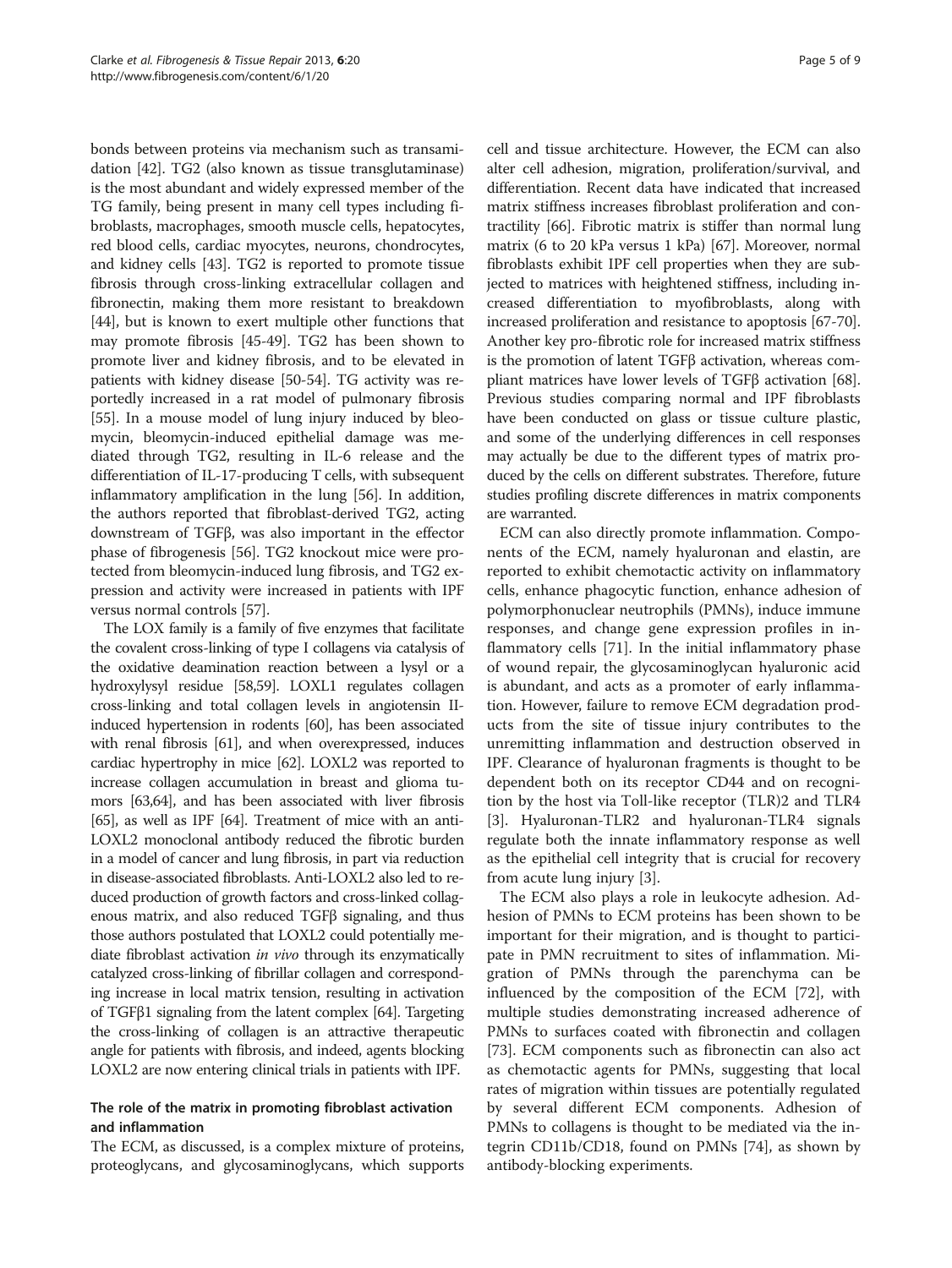bonds between proteins via mechanism such as transamidation [42]. TG2 (also known as tissue transglutaminase) is the most abundant and widely expressed member of the TG family, being present in many cell types including fibroblasts, macrophages, smooth muscle cells, hepatocytes, red blood cells, cardiac myocytes, neurons, chondrocytes, and kidney cells [43]. TG2 is reported to promote tissue fibrosis through cross-linking extracellular collagen and fibronectin, making them more resistant to breakdown [44], but is known to exert multiple other functions that may promote fibrosis [45-49]. TG2 has been shown to promote liver and kidney fibrosis, and to be elevated in patients with kidney disease [50-54]. TG activity was reportedly increased in a rat model of pulmonary fibrosis [55]. In a mouse model of lung injury induced by bleomycin, bleomycin-induced epithelial damage was mediated through TG2, resulting in IL-6 release and the differentiation of IL-17-producing T cells, with subsequent inflammatory amplification in the lung [56]. In addition, the authors reported that fibroblast-derived TG2, acting downstream of TGFβ, was also important in the effector phase of fibrogenesis [56]. TG2 knockout mice were protected from bleomycin-induced lung fibrosis, and TG2 expression and activity were increased in patients with IPF versus normal controls [57].

The LOX family is a family of five enzymes that facilitate the covalent cross-linking of type I collagens via catalysis of the oxidative deamination reaction between a lysyl or a hydroxylysyl residue [58,59]. LOXL1 regulates collagen cross-linking and total collagen levels in angiotensin II-induced hypertension in rodents [60], has been associated with renal fibrosis [61], and when overexpressed, induces cardiac hypertrophy in mice [62]. LOXL2 was reported to increase collagen accumulation in breast and glioma tumors [63,64], and has been associated with liver fibrosis [65], as well as IPF [64]. Treatment of mice with an anti-LOXL2 monoclonal antibody reduced the fibrotic burden in a model of cancer and lung fibrosis, in part via reduction in disease-associated fibroblasts. Anti-LOXL2 also led to reduced production of growth factors and cross-linked collagenous matrix, and also reduced TGFβ signaling, and thus those authors postulated that LOXL2 could potentially mediate fibroblast activation *in vivo* through its enzymatically catalyzed cross-linking of fibrillar collagen and corresponding increase in local matrix tension, resulting in activation of TGFβ1 signaling from the latent complex [64]. Targeting the cross-linking of collagen is an attractive therapeutic angle for patients with fibrosis, and indeed, agents blocking LOXL2 are now entering clinical trials in patients with IPF.

## The role of the matrix in promoting fibroblast activation and inflammation

The ECM, as discussed, is a complex mixture of proteins, proteoglycans, and glycosaminoglycans, which supports cell and tissue architecture. However, the ECM can also alter cell adhesion, migration, proliferation/survival, and differentiation. Recent data have indicated that increased matrix stiffness increases fibroblast proliferation and contractility [66]. Fibrotic matrix is stiffer than normal lung matrix (6 to 20 kPa versus 1 kPa) [67]. Moreover, normal fibroblasts exhibit IPF cell properties when they are subjected to matrices with heightened stiffness, including increased differentiation to myofibroblasts, along with increased proliferation and resistance to apoptosis [67-70]. Another key pro-fibrotic role for increased matrix stiffness is the promotion of latent TGFβ activation, whereas compliant matrices have lower levels of TGFβ activation [68]. Previous studies comparing normal and IPF fibroblasts have been conducted on glass or tissue culture plastic, and some of the underlying differences in cell responses may actually be due to the different types of matrix produced by the cells on different substrates. Therefore, future studies profiling discrete differences in matrix components are warranted.

ECM can also directly promote inflammation. Components of the ECM, namely hyaluronan and elastin, are reported to exhibit chemotactic activity on inflammatory cells, enhance phagocytic function, enhance adhesion of polymorphonuclear neutrophils (PMNs), induce immune responses, and change gene expression profiles in inflammatory cells [71]. In the initial inflammatory phase of wound repair, the glycosaminoglycan hyaluronic acid is abundant, and acts as a promoter of early inflammation. However, failure to remove ECM degradation products from the site of tissue injury contributes to the unremitting inflammation and destruction observed in IPF. Clearance of hyaluronan fragments is thought to be dependent both on its receptor CD44 and on recognition by the host via Toll-like receptor (TLR)2 and TLR4 [3]. Hyaluronan-TLR2 and hyaluronan-TLR4 signals regulate both the innate inflammatory response as well as the epithelial cell integrity that is crucial for recovery from acute lung injury [3].

The ECM also plays a role in leukocyte adhesion. Adhesion of PMNs to ECM proteins has been shown to be important for their migration, and is thought to participate in PMN recruitment to sites of inflammation. Migration of PMNs through the parenchyma can be influenced by the composition of the ECM [72], with multiple studies demonstrating increased adherence of PMNs to surfaces coated with fibronectin and collagen [73]. ECM components such as fibronectin can also act as chemotactic agents for PMNs, suggesting that local rates of migration within tissues are potentially regulated by several different ECM components. Adhesion of PMNs to collagens is thought to be mediated via the integrin CD11b/CD18, found on PMNs [74], as shown by antibody-blocking experiments.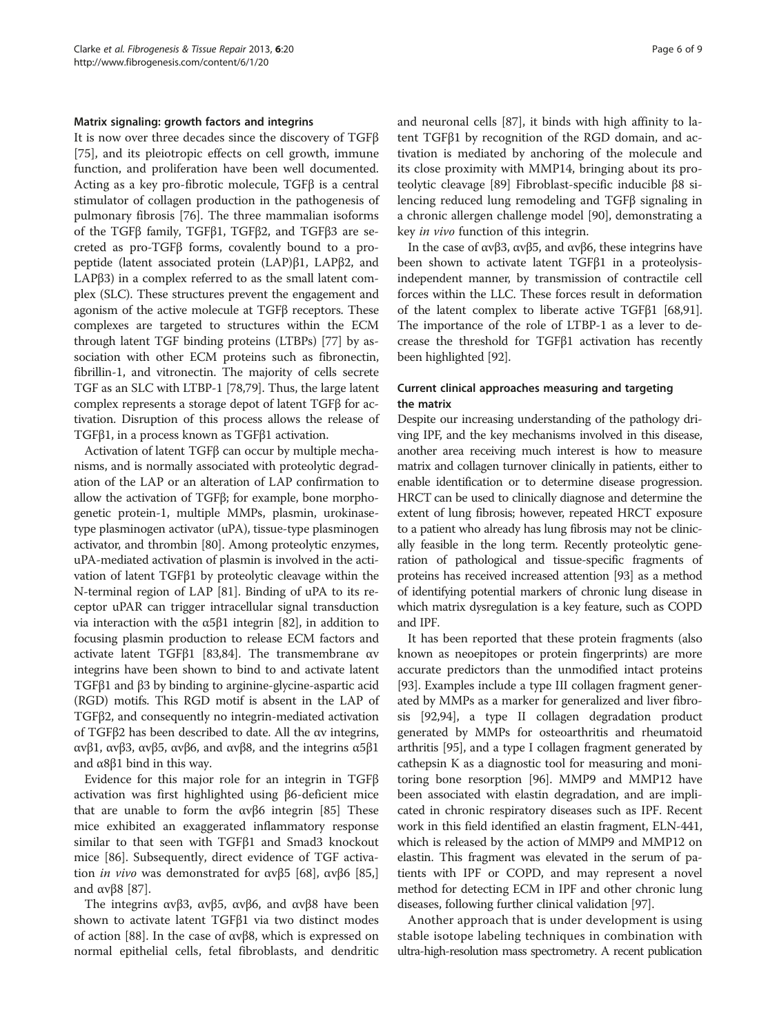### Matrix signaling: growth factors and integrins

It is now over three decades since the discovery of TGFβ [75], and its pleiotropic effects on cell growth, immune function, and proliferation have been well documented. Acting as a key pro-fibrotic molecule, TGFβ is a central stimulator of collagen production in the pathogenesis of pulmonary fibrosis [76]. The three mammalian isoforms of the TGFβ family, TGFβ1, TGFβ2, and TGFβ3 are secreted as pro-TGFβ forms, covalently bound to a propeptide (latent associated protein (LAP)β1, LAPβ2, and LAPβ3) in a complex referred to as the small latent complex (SLC). These structures prevent the engagement and agonism of the active molecule at TGFβ receptors. These complexes are targeted to structures within the ECM through latent TGF binding proteins (LTBPs) [77] by association with other ECM proteins such as fibronectin, fibrillin-1, and vitronectin. The majority of cells secrete TGF as an SLC with LTBP-1 [78,79]. Thus, the large latent complex represents a storage depot of latent TGFβ for activation. Disruption of this process allows the release of TGFβ1, in a process known as TGFβ1 activation.

Activation of latent TGFβ can occur by multiple mechanisms, and is normally associated with proteolytic degradation of the LAP or an alteration of LAP confirmation to allow the activation of TGFβ; for example, bone morphogenetic protein-1, multiple MMPs, plasmin, urokinase-type plasminogen activator (uPA), tissue-type plasminogen activator, and thrombin [80]. Among proteolytic enzymes, uPA-mediated activation of plasmin is involved in the activation of latent TGFβ1 by proteolytic cleavage within the N-terminal region of LAP [81]. Binding of uPA to its receptor uPAR can trigger intracellular signal transduction via interaction with the α5β1 integrin [82], in addition to focusing plasmin production to release ECM factors and activate latent TGFβ1 [83,84]. The transmembrane αv integrins have been shown to bind to and activate latent TGFβ1 and β3 by binding to arginine-glycine-aspartic acid (RGD) motifs. This RGD motif is absent in the LAP of TGFβ2, and consequently no integrin-mediated activation of TGFβ2 has been described to date. All the αv integrins, αvβ1, αvβ3, αvβ5, αvβ6, and αvβ8, and the integrins α5β1 and α8β1 bind in this way.

Evidence for this major role for an integrin in TGFβ activation was first highlighted using β6-deficient mice that are unable to form the αvβ6 integrin [85] These mice exhibited an exaggerated inflammatory response similar to that seen with TGFβ1 and Smad3 knockout mice [86]. Subsequently, direct evidence of TGF activation *in vivo* was demonstrated for αvβ5 [68], αvβ6 [85,] and αvβ8 [87].

The integrins αvβ3, αvβ5, αvβ6, and αvβ8 have been shown to activate latent TGFβ1 via two distinct modes of action [88]. In the case of αvβ8, which is expressed on normal epithelial cells, fetal fibroblasts, and dendritic and neuronal cells [87], it binds with high affinity to latent TGFβ1 by recognition of the RGD domain, and activation is mediated by anchoring of the molecule and its close proximity with MMP14, bringing about its proteolytic cleavage [89] Fibroblast-specific inducible β8 silencing reduced lung remodeling and TGFβ signaling in a chronic allergen challenge model [90], demonstrating a key *in vivo* function of this integrin.

In the case of αvβ3, αvβ5, and αvβ6, these integrins have been shown to activate latent TGFβ1 in a proteolysis-independent manner, by transmission of contractile cell forces within the LLC. These forces result in deformation of the latent complex to liberate active TGFβ1 [68,91]. The importance of the role of LTBP-1 as a lever to decrease the threshold for TGFβ1 activation has recently been highlighted [92].

### Current clinical approaches measuring and targeting the matrix

Despite our increasing understanding of the pathology driving IPF, and the key mechanisms involved in this disease, another area receiving much interest is how to measure matrix and collagen turnover clinically in patients, either to enable identification or to determine disease progression. HRCT can be used to clinically diagnose and determine the extent of lung fibrosis; however, repeated HRCT exposure to a patient who already has lung fibrosis may not be clinically feasible in the long term. Recently proteolytic generation of pathological and tissue-specific fragments of proteins has received increased attention [93] as a method of identifying potential markers of chronic lung disease in which matrix dysregulation is a key feature, such as COPD and IPF.

It has been reported that these protein fragments (also known as neoepitopes or protein fingerprints) are more accurate predictors than the unmodified intact proteins [93]. Examples include a type III collagen fragment generated by MMPs as a marker for generalized and liver fibrosis [92,94], a type II collagen degradation product generated by MMPs for osteoarthritis and rheumatoid arthritis [95], and a type I collagen fragment generated by cathepsin K as a diagnostic tool for measuring and monitoring bone resorption [96]. MMP9 and MMP12 have been associated with elastin degradation, and are implicated in chronic respiratory diseases such as IPF. Recent work in this field identified an elastin fragment, ELN-441, which is released by the action of MMP9 and MMP12 on elastin. This fragment was elevated in the serum of patients with IPF or COPD, and may represent a novel method for detecting ECM in IPF and other chronic lung diseases, following further clinical validation [97].

Another approach that is under development is using stable isotope labeling techniques in combination with ultra-high-resolution mass spectrometry. A recent publication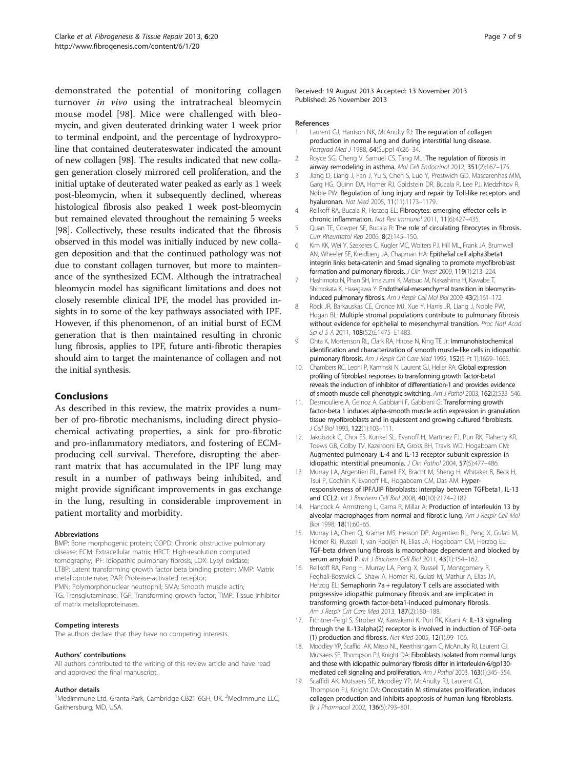demonstrated the potential of monitoring collagen turnover *in vivo* using the intratracheal bleomycin mouse model [98]. Mice were challenged with bleomycin, and given deuterated drinking water 1 week prior to terminal endpoint, and the percentage of hydroxyproline that contained deuterateswater indicated the amount of new collagen [98]. The results indicated that new collagen generation closely mirrored cell proliferation, and the initial uptake of deuterated water peaked as early as 1 week post-bleomycin, when it subsequently declined, whereas histological fibrosis also peaked 1 week post-bleomycin but remained elevated throughout the remaining 5 weeks [98]. Collectively, these results indicated that the fibrosis observed in this model was initially induced by new collagen deposition and that the continued pathology was not due to constant collagen turnover, but more to maintenance of the synthesized ECM. Although the intratracheal bleomycin model has significant limitations and does not closely resemble clinical IPF, the model has provided insights in to some of the key pathways associated with IPF. However, if this phenomenon, of an initial burst of ECM generation that is then maintained resulting in chronic lung fibrosis, applies to IPF, future anti-fibrotic therapies should aim to target the maintenance of collagen and not the initial synthesis.

## Conclusions

As described in this review, the matrix provides a number of pro-fibrotic mechanisms, including direct physiochemical activating properties, a sink for pro-fibrotic and pro-inflammatory mediators, and fostering of ECM-producing cell survival. Therefore, disrupting the aberrant matrix that has accumulated in the IPF lung may result in a number of pathways being inhibited, and might provide significant improvements in gas exchange in the lung, resulting in considerable improvement in patient mortality and morbidity.

#### Abbreviations

BMP: Bone morphogenic protein; COPD: Chronic obstructive pulmonary disease; ECM: Extracellular matrix; HRCT: High-resolution computed tomography; IPF: Idiopathic pulmonary fibrosis; LOX: Lysyl oxidase; LTBP: Latent transforming growth factor beta binding protein; MMP: Matrix metalloproteinase; PAR: Protease-activated receptor; PMN: Polymorphonuclear neutrophil; SMA: Smooth muscle actin; TG: Transglutaminase; TGF: Transforming growth factor; TIMP: Tissue inhibitor of matrix metalloproteinases.

#### Competing interests

The authors declare that they have no competing interests.

#### Authors' contributions

All authors contributed to the writing of this review article and have read and approved the final manuscript.

#### Author details

[1]MedImmune Ltd, Granta Park, Cambridge CB21 6GH, UK. [2]MedImmune LLC, Gaithersburg, MD, USA.

Received: 19 August 2013 Accepted: 13 November 2013
Published: 26 November 2013

#### References

1. Laurent GJ, Harrison NK, McAnulty RJ: **The regulation of collagen production in normal lung and during interstitial lung disease.** *Postgrad Med J* 1988, **64**(Suppl 4):26–34.
2. Royce SG, Cheng V, Samuel CS, Tang ML: **The regulation of fibrosis in airway remodeling in asthma.** *Mol Cell Endocrinol* 2012, **351**(2):167–175.
3. Jiang D, Liang J, Fan J, Yu S, Chen S, Luo Y, Prestwich GD, Mascarenhas MM, Garg HG, Quinn DA, Homer RJ, Goldstein DR, Bucala R, Lee PJ, Medzhitov R, Noble PW: **Regulation of lung injury and repair by Toll-like receptors and hyaluronan.** *Nat Med* 2005, **11**(11):1173–1179.
4. Reilkoff RA, Bucala R, Herzog EL: **Fibrocytes: emerging effector cells in chronic inflammation.** *Nat Rev Immunol* 2011, **11**(6):427–435.
5. Quan TE, Cowper SE, Bucala R: **The role of circulating fibrocytes in fibrosis.** *Curr Rheumatol Rep* 2006, **8**(2):145–150.
6. Kim KK, Wei Y, Szekeres C, Kugler MC, Wolters PJ, Hill ML, Frank JA, Brumwell AN, Wheeler SE, Kreidberg JA, Chapman HA: **Epithelial cell alpha3beta1 integrin links beta-catenin and Smad signaling to promote myofibroblast formation and pulmonary fibrosis.** *J Clin Invest* 2009, **119**(1):213–224.
7. Hashimoto N, Phan SH, Imaizumi K, Matsuo M, Nakashima H, Kawabe T, Shimokata K, Hasegawa Y: **Endothelial-mesenchymal transition in bleomycin-induced pulmonary fibrosis.** *Am J Respir Cell Mol Biol* 2009, **43**(2):161–172.
8. Rock JR, Barkauskas CE, Cronce MJ, Xue Y, Harris JR, Liang J, Noble PW, Hogan BL: **Multiple stromal populations contribute to pulmonary fibrosis without evidence for epithelial to mesenchymal transition.** *Proc Natl Acad Sci U S A* 2011, **108**(52):E1475–E1483.
9. Ohta K, Mortenson RL, Clark RA, Hirose N, King TE Jr: **Immunohistochemical identification and characterization of smooth muscle-like cells in idiopathic pulmonary fibrosis.** *Am J Respir Crit Care Med* 1995, **152**(5 Pt 1):1659–1665.
10. Chambers RC, Leoni P, Kaminski N, Laurent GJ, Heller RA: **Global expression profiling of fibroblast responses to transforming growth factor-beta1 reveals the induction of inhibitor of differentiation-1 and provides evidence of smooth muscle cell phenotypic switching.** *Am J Pathol* 2003, **162**(2):533–546.
11. Desmouliere A, Geinoz A, Gabbiani F, Gabbiani G: **Transforming growth factor-beta 1 induces alpha-smooth muscle actin expression in granulation tissue myofibroblasts and in quiescent and growing cultured fibroblasts.** *J Cell Biol* 1993, **122**(1):103–111.
12. Jakubzick C, Choi ES, Kunkel SL, Evanoff H, Martinez FJ, Puri RK, Flaherty KR, Toews GB, Colby TV, Kazerooni EA, Gross BH, Travis WD, Hogaboam CM: **Augmented pulmonary IL-4 and IL-13 receptor subunit expression in idiopathic interstitial pneumonia.** *J Clin Pathol* 2004, **57**(5):477–486.
13. Murray LA, Argentieri RL, Farrell FX, Bracht M, Sheng H, Whitaker B, Beck H, Tsui P, Cochlin K, Evanoff HL, Hogaboam CM, Das AM: **Hyper-responsiveness of IPF/UIP fibroblasts: interplay between TGFbeta1, IL-13 and CCL2.** *Int J Biochem Cell Biol* 2008, **40**(10):2174–2182.
14. Hancock A, Armstrong L, Gama R, Millar A: **Production of interleukin 13 by alveolar macrophages from normal and fibrotic lung.** *Am J Respir Cell Mol Biol* 1998, **18**(1):60–65.
15. Murray LA, Chen Q, Kramer MS, Hesson DP, Argentieri RL, Peng X, Gulati M, Homer RJ, Russell T, van Rooijen N, Elias JA, Hogaboam CM, Herzog EL: **TGF-beta driven lung fibrosis is macrophage dependent and blocked by serum amyloid P.** *Int J Biochem Cell Biol* 2011, **43**(1):154–162.
16. Reilkoff RA, Peng H, Murray LA, Peng X, Russell T, Montgomery R, Feghali-Bostwick C, Shaw A, Homer RJ, Gulati M, Mathur A, Elias JA, Herzog EL: **Semaphorin 7a + regulatory T cells are associated with progressive idiopathic pulmonary fibrosis and are implicated in transforming growth factor-beta1-induced pulmonary fibrosis.** *Am J Respir Crit Care Med* 2013, **187**(2):180–188.
17. Fichtner-Feigl S, Strober W, Kawakami K, Puri RK, Kitani A: **IL-13 signaling through the IL-13alpha(2) receptor is involved in induction of TGF-beta (1) production and fibrosis.** *Nat Med* 2005, **12**(1):99–106.
18. Moodley YP, Scaffidi AK, Misso NL, Keerthisingam C, McAnulty RJ, Laurent GJ, Mutsaers SE, Thompson PJ, Knight DA: **Fibroblasts isolated from normal lungs and those with idiopathic pulmonary fibrosis differ in interleukin-6/gp130-mediated cell signaling and proliferation.** *Am J Pathol* 2003, **163**(1):345–354.
19. Scaffidi AK, Mutsaers SE, Moodley YP, McAnulty RJ, Laurent GJ, Thompson PJ, Knight DA: **Oncostatin M stimulates proliferation, induces collagen production and inhibits apoptosis of human lung fibroblasts.** *Br J Pharmacol* 2002, **136**(5):793–801.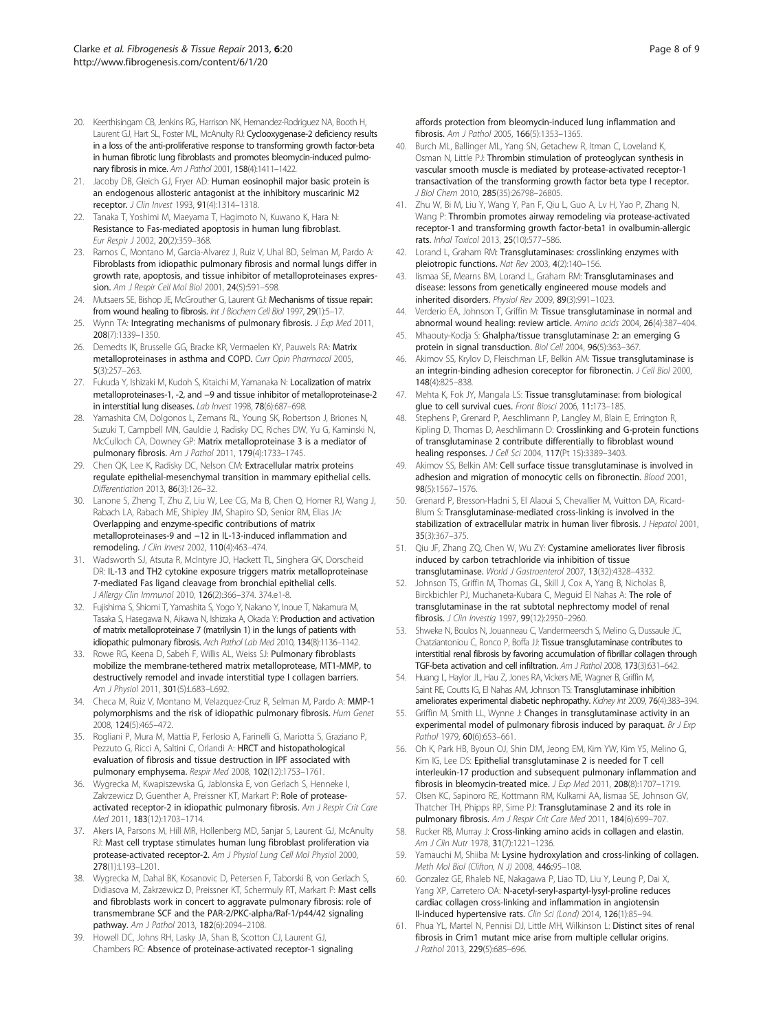20. Keerthisingam CB, Jenkins RG, Harrison NK, Hernandez-Rodriguez NA, Booth H, Laurent GJ, Hart SL, Foster ML, McAnulty RJ: **Cyclooxygenase-2 deficiency results in a loss of the anti-proliferative response to transforming growth factor-beta in human fibrotic lung fibroblasts and promotes bleomycin-induced pulmonary fibrosis in mice.** *Am J Pathol* 2001, **158**(4):1411–1422.
21. Jacoby DB, Gleich GJ, Fryer AD: **Human eosinophil major basic protein is an endogenous allosteric antagonist at the inhibitory muscarinic M2 receptor.** *J Clin Invest* 1993, **91**(4):1314–1318.
22. Tanaka T, Yoshimi M, Maeyama T, Hagimoto N, Kuwano K, Hara N: **Resistance to Fas-mediated apoptosis in human lung fibroblast.** *Eur Respir J* 2002, **20**(2):359–368.
23. Ramos C, Montano M, Garcia-Alvarez J, Ruiz V, Uhal BD, Selman M, Pardo A: **Fibroblasts from idiopathic pulmonary fibrosis and normal lungs differ in growth rate, apoptosis, and tissue inhibitor of metalloproteinases expression.** *Am J Respir Cell Mol Biol* 2001, **24**(5):591–598.
24. Mutsaers SE, Bishop JE, McGrouther G, Laurent GJ: **Mechanisms of tissue repair: from wound healing to fibrosis.** *Int J Biochem Cell Biol* 1997, **29**(1):5–17.
25. Wynn TA: **Integrating mechanisms of pulmonary fibrosis.** *J Exp Med* 2011, **208**(7):1339–1350.
26. Demedts IK, Brusselle GG, Bracke KR, Vermaelen KY, Pauwels RA: **Matrix metalloproteinases in asthma and COPD.** *Curr Opin Pharmacol* 2005, **5**(3):257–263.
27. Fukuda Y, Ishizaki M, Kudoh S, Kitaichi M, Yamanaka N: **Localization of matrix metalloproteinases-1, -2, and −9 and tissue inhibitor of metalloproteinase-2 in interstitial lung diseases.** *Lab Invest* 1998, **78**(6):687–698.
28. Yamashita CM, Dolgonos L, Zemans RL, Young SK, Robertson J, Briones N, Suzuki T, Campbell MN, Gauldie J, Radisky DC, Riches DW, Yu G, Kaminski N, McCulloch CA, Downey GP: **Matrix metalloproteinase 3 is a mediator of pulmonary fibrosis.** *Am J Pathol* 2011, **179**(4):1733–1745.
29. Chen QK, Lee K, Radisky DC, Nelson CM: **Extracellular matrix proteins regulate epithelial-mesenchymal transition in mammary epithelial cells.** *Differentiation* 2013, **86**(3):126–32.
30. Lanone S, Zheng T, Zhu Z, Liu W, Lee CG, Ma B, Chen Q, Homer RJ, Wang J, Rabach LA, Rabach ME, Shipley JM, Shapiro SD, Senior RM, Elias JA: **Overlapping and enzyme-specific contributions of matrix metalloproteinases-9 and −12 in IL-13-induced inflammation and remodeling.** *J Clin Invest* 2002, **110**(4):463–474.
31. Wadsworth SJ, Atsuta R, McIntyre JO, Hackett TL, Singhera GK, Dorscheid DR: **IL-13 and TH2 cytokine exposure triggers matrix metalloproteinase 7-mediated Fas ligand cleavage from bronchial epithelial cells.** *J Allergy Clin Immunol* 2010, **126**(2):366–374. 374.e1-8.
32. Fujishima S, Shiomi T, Yamashita S, Yogo Y, Nakano Y, Inoue T, Nakamura M, Tasaka S, Hasegawa N, Aikawa N, Ishizaka A, Okada Y: **Production and activation of matrix metalloproteinase 7 (matrilysin 1) in the lungs of patients with idiopathic pulmonary fibrosis.** *Arch Pathol Lab Med* 2010, **134**(8):1136–1142.
33. Rowe RG, Keena D, Sabeh F, Willis AL, Weiss SJ: **Pulmonary fibroblasts mobilize the membrane-tethered matrix metalloprotease, MT1-MMP, to destructively remodel and invade interstitial type I collagen barriers.** *Am J Physiol* 2011, **301**(5):L683–L692.
34. Checa M, Ruiz V, Montano M, Velazquez-Cruz R, Selman M, Pardo A: **MMP-1 polymorphisms and the risk of idiopathic pulmonary fibrosis.** *Hum Genet* 2008, **124**(5):465–472.
35. Rogliani P, Mura M, Mattia P, Ferlosio A, Farinelli G, Mariotta S, Graziano P, Pezzuto G, Ricci A, Saltini C, Orlandi A: **HRCT and histopathological evaluation of fibrosis and tissue destruction in IPF associated with pulmonary emphysema.** *Respir Med* 2008, **102**(12):1753–1761.
36. Wygrecka M, Kwapiszewska G, Jablonska E, von Gerlach S, Henneke I, Zakrzewicz D, Guenther A, Preissner KT, Markart P: **Role of protease-activated receptor-2 in idiopathic pulmonary fibrosis.** *Am J Respir Crit Care Med* 2011, **183**(12):1703–1714.
37. Akers IA, Parsons M, Hill MR, Hollenberg MD, Sanjar S, Laurent GJ, McAnulty RJ: **Mast cell tryptase stimulates human lung fibroblast proliferation via protease-activated receptor-2.** *Am J Physiol Lung Cell Mol Physiol* 2000, **278**(1):L193–L201.
38. Wygrecka M, Dahal BK, Kosanovic D, Petersen F, Taborski B, von Gerlach S, Didiasova M, Zakrzewicz D, Preissner KT, Schermuly RT, Markart P: **Mast cells and fibroblasts work in concert to aggravate pulmonary fibrosis: role of transmembrane SCF and the PAR-2/PKC-alpha/Raf-1/p44/42 signaling pathway.** *Am J Pathol* 2013, **182**(6):2094–2108.
39. Howell DC, Johns RH, Lasky JA, Shan B, Scotton CJ, Laurent GJ, Chambers RC: **Absence of proteinase-activated receptor-1 signaling affords protection from bleomycin-induced lung inflammation and fibrosis.** *Am J Pathol* 2005, **166**(5):1353–1365.
40. Burch ML, Ballinger ML, Yang SN, Getachew R, Itman C, Loveland K, Osman N, Little PJ: **Thrombin stimulation of proteoglycan synthesis in vascular smooth muscle is mediated by protease-activated receptor-1 transactivation of the transforming growth factor beta type I receptor.** *J Biol Chem* 2010, **285**(35):26798–26805.
41. Zhu W, Bi M, Liu Y, Wang Y, Pan F, Qiu L, Guo A, Lv H, Yao P, Zhang N, Wang P: **Thrombin promotes airway remodeling via protease-activated receptor-1 and transforming growth factor-beta1 in ovalbumin-allergic rats.** *Inhal Toxicol* 2013, **25**(10):577–586.
42. Lorand L, Graham RM: **Transglutaminases: crosslinking enzymes with pleiotropic functions.** *Nat Rev* 2003, **4**(2):140–156.
43. Iismaa SE, Mearns BM, Lorand L, Graham RM: **Transglutaminases and disease: lessons from genetically engineered mouse models and inherited disorders.** *Physiol Rev* 2009, **89**(3):991–1023.
44. Verderio EA, Johnson T, Griffin M: **Tissue transglutaminase in normal and abnormal wound healing: review article.** *Amino acids* 2004, **26**(4):387–404.
45. Mhaouty-Kodja S: **Ghalpha/tissue transglutaminase 2: an emerging G protein in signal transduction.** *Biol Cell* 2004, **96**(5):363–367.
46. Akimov SS, Krylov D, Fleischman LF, Belkin AM: **Tissue transglutaminase is an integrin-binding adhesion coreceptor for fibronectin.** *J Cell Biol* 2000, **148**(4):825–838.
47. Mehta K, Fok JY, Mangala LS: **Tissue transglutaminase: from biological glue to cell survival cues.** *Front Biosci* 2006, **11**:173–185.
48. Stephens P, Grenard P, Aeschlimann P, Langley M, Blain E, Errington R, Kipling D, Thomas D, Aeschlimann D: **Crosslinking and G-protein functions of transglutaminase 2 contribute differentially to fibroblast wound healing responses.** *J Cell Sci* 2004, **117**(Pt 15):3389–3403.
49. Akimov SS, Belkin AM: **Cell surface tissue transglutaminase is involved in adhesion and migration of monocytic cells on fibronectin.** *Blood* 2001, **98**(5):1567–1576.
50. Grenard P, Bresson-Hadni S, El Alaoui S, Chevallier M, Vuitton DA, Ricard-Blum S: **Transglutaminase-mediated cross-linking is involved in the stabilization of extracellular matrix in human liver fibrosis.** *J Hepatol* 2001, **35**(3):367–375.
51. Qiu JF, Zhang ZQ, Chen W, Wu ZY: **Cystamine ameliorates liver fibrosis induced by carbon tetrachloride via inhibition of tissue transglutaminase.** *World J Gastroenterol* 2007, **13**(32):4328–4332.
52. Johnson TS, Griffin M, Thomas GL, Skill J, Cox A, Yang B, Nicholas B, Birckbichler PJ, Muchaneta-Kubara C, Meguid El Nahas A: **The role of transglutaminase in the rat subtotal nephrectomy model of renal fibrosis.** *J Clin Investig* 1997, **99**(12):2950–2960.
53. Shweke N, Boulos N, Jouanneau C, Vandermeersch S, Melino G, Dussaule JC, Chatziantoniou C, Ronco P, Boffa JJ: **Tissue transglutaminase contributes to interstitial renal fibrosis by favoring accumulation of fibrillar collagen through TGF-beta activation and cell infiltration.** *Am J Pathol* 2008, **173**(3):631–642.
54. Huang L, Haylor JL, Hau Z, Jones RA, Vickers ME, Wagner B, Griffin M, Saint RE, Coutts IG, El Nahas AM, Johnson TS: **Transglutaminase inhibition ameliorates experimental diabetic nephropathy.** *Kidney Int* 2009, **76**(4):383–394.
55. Griffin M, Smith LL, Wynne J: **Changes in transglutaminase activity in an experimental model of pulmonary fibrosis induced by paraquat.** *Br J Exp Pathol* 1979, **60**(6):653–661.
56. Oh K, Park HB, Byoun OJ, Shin DM, Jeong EM, Kim YW, Kim YS, Melino G, Kim IG, Lee DS: **Epithelial transglutaminase 2 is needed for T cell interleukin-17 production and subsequent pulmonary inflammation and fibrosis in bleomycin-treated mice.** *J Exp Med* 2011, **208**(8):1707–1719.
57. Olsen KC, Sapinoro RE, Kottmann RM, Kulkarni AA, Iismaa SE, Johnson GV, Thatcher TH, Phipps RP, Sime PJ: **Transglutaminase 2 and its role in pulmonary fibrosis.** *Am J Respir Crit Care Med* 2011, **184**(6):699–707.
58. Rucker RB, Murray J: **Cross-linking amino acids in collagen and elastin.** *Am J Clin Nutr* 1978, **31**(7):1221–1236.
59. Yamauchi M, Shiiba M: **Lysine hydroxylation and cross-linking of collagen.** *Meth Mol Biol (Clifton, N J)* 2008, **446**:95–108.
60. Gonzalez GE, Rhaleb NE, Nakagawa P, Liao TD, Liu Y, Leung P, Dai X, Yang XP, Carretero OA: **N-acetyl-seryl-aspartyl-lysyl-proline reduces cardiac collagen cross-linking and inflammation in angiotensin II-induced hypertensive rats.** *Clin Sci (Lond)* 2014, **126**(1):85–94.
61. Phua YL, Martel N, Pennisi DJ, Little MH, Wilkinson L: **Distinct sites of renal fibrosis in Crim1 mutant mice arise from multiple cellular origins.** *J Pathol* 2013, **229**(5):685–696.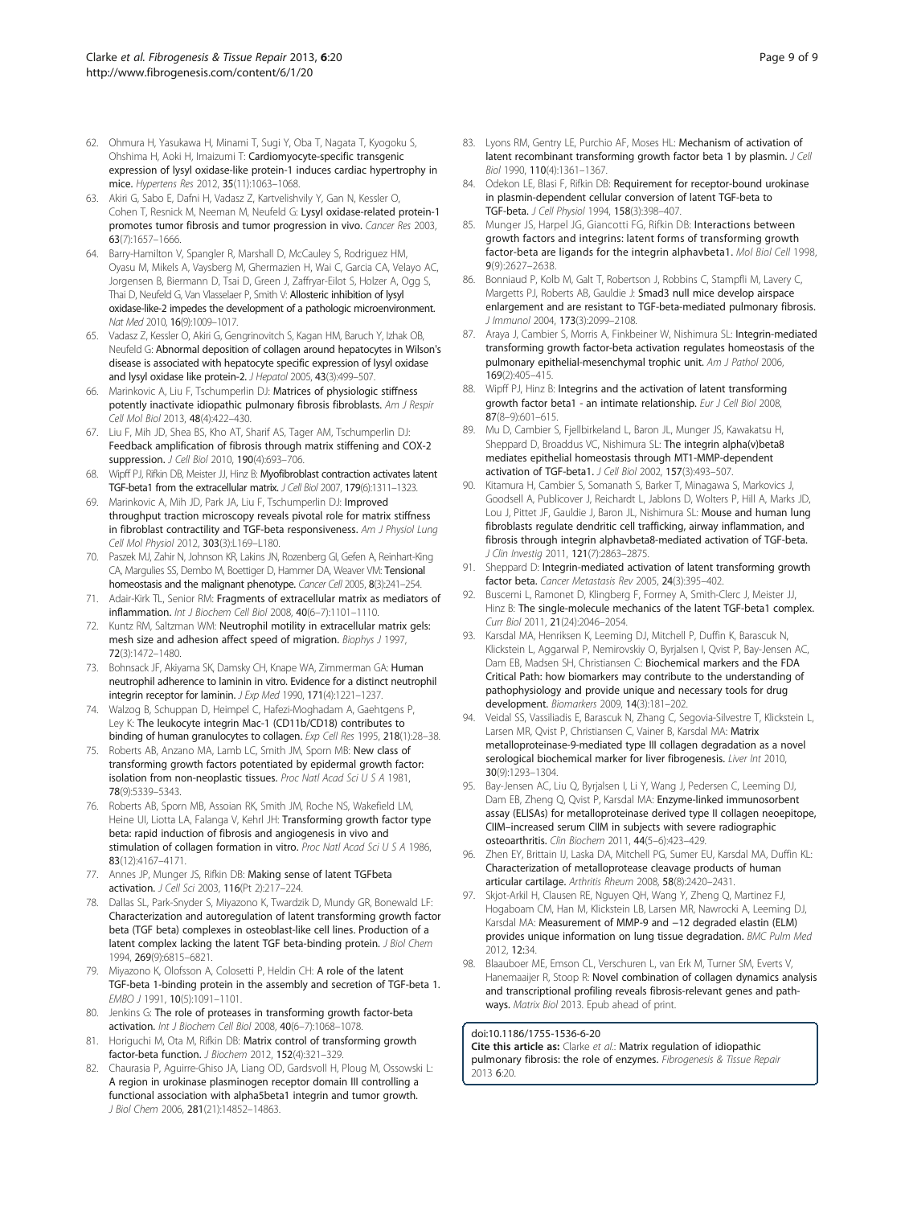62. Ohmura H, Yasukawa H, Minami T, Sugi Y, Oba T, Nagata T, Kyogoku S, Ohshima H, Aoki H, Imaizumi T: **Cardiomyocyte-specific transgenic expression of lysyl oxidase-like protein-1 induces cardiac hypertrophy in mice.** *Hypertens Res* 2012, **35**(11):1063–1068.
63. Akiri G, Sabo E, Dafni H, Vadasz Z, Kartvelishvily Y, Gan N, Kessler O, Cohen T, Resnick M, Neeman M, Neufeld G: **Lysyl oxidase-related protein-1 promotes tumor fibrosis and tumor progression in vivo.** *Cancer Res* 2003, **63**(7):1657–1666.
64. Barry-Hamilton V, Spangler R, Marshall D, McCauley S, Rodriguez HM, Oyasu M, Mikels A, Vaysberg M, Ghermazien H, Wai C, Garcia CA, Velayo AC, Jorgensen B, Biermann D, Tsai D, Green J, Zaffryar-Eilot S, Holzer A, Ogg S, Thai D, Neufeld G, Van Vlasselaer P, Smith V: **Allosteric inhibition of lysyl oxidase-like-2 impedes the development of a pathologic microenvironment.** *Nat Med* 2010, **16**(9):1009–1017.
65. Vadasz Z, Kessler O, Akiri G, Gengrinovitch S, Kagan HM, Baruch Y, Izhak OB, Neufeld G: **Abnormal deposition of collagen around hepatocytes in Wilson's disease is associated with hepatocyte specific expression of lysyl oxidase and lysyl oxidase like protein-2.** *J Hepatol* 2005, **43**(3):499–507.
66. Marinkovic A, Liu F, Tschumperlin DJ: **Matrices of physiologic stiffness potently inactivate idiopathic pulmonary fibrosis fibroblasts.** *Am J Respir Cell Mol Biol* 2013, **48**(4):422–430.
67. Liu F, Mih JD, Shea BS, Kho AT, Sharif AS, Tager AM, Tschumperlin DJ: **Feedback amplification of fibrosis through matrix stiffening and COX-2 suppression.** *J Cell Biol* 2010, **190**(4):693–706.
68. Wipff PJ, Rifkin DB, Meister JJ, Hinz B: **Myofibroblast contraction activates latent TGF-beta1 from the extracellular matrix.** *J Cell Biol* 2007, **179**(6):1311–1323.
69. Marinkovic A, Mih JD, Park JA, Liu F, Tschumperlin DJ: **Improved throughput traction microscopy reveals pivotal role for matrix stiffness in fibroblast contractility and TGF-beta responsiveness.** *Am J Physiol Lung Cell Mol Physiol* 2012, **303**(3):L169–L180.
70. Paszek MJ, Zahir N, Johnson KR, Lakins JN, Rozenberg GI, Gefen A, Reinhart-King CA, Margulies SS, Dembo M, Boettiger D, Hammer DA, Weaver VM: **Tensional homeostasis and the malignant phenotype.** *Cancer Cell* 2005, **8**(3):241–254.
71. Adair-Kirk TL, Senior RM: **Fragments of extracellular matrix as mediators of inflammation.** *Int J Biochem Cell Biol* 2008, **40**(6–7):1101–1110.
72. Kuntz RM, Saltzman WM: **Neutrophil motility in extracellular matrix gels: mesh size and adhesion affect speed of migration.** *Biophys J* 1997, **72**(3):1472–1480.
73. Bohnsack JF, Akiyama SK, Damsky CH, Knape WA, Zimmerman GA: **Human neutrophil adherence to laminin in vitro. Evidence for a distinct neutrophil integrin receptor for laminin.** *J Exp Med* 1990, **171**(4):1221–1237.
74. Walzog B, Schuppan D, Heimpel C, Hafezi-Moghadam A, Gaehtgens P, Ley K: **The leukocyte integrin Mac-1 (CD11b/CD18) contributes to binding of human granulocytes to collagen.** *Exp Cell Res* 1995, **218**(1):28–38.
75. Roberts AB, Anzano MA, Lamb LC, Smith JM, Sporn MB: **New class of transforming growth factors potentiated by epidermal growth factor: isolation from non-neoplastic tissues.** *Proc Natl Acad Sci U S A* 1981, **78**(9):5339–5343.
76. Roberts AB, Sporn MB, Assoian RK, Smith JM, Roche NS, Wakefield LM, Heine UI, Liotta LA, Falanga V, Kehrl JH: **Transforming growth factor type beta: rapid induction of fibrosis and angiogenesis in vivo and stimulation of collagen formation in vitro.** *Proc Natl Acad Sci U S A* 1986, **83**(12):4167–4171.
77. Annes JP, Munger JS, Rifkin DB: **Making sense of latent TGFbeta activation.** *J Cell Sci* 2003, **116**(Pt 2):217–224.
78. Dallas SL, Park-Snyder S, Miyazono K, Twardzik D, Mundy GR, Bonewald LF: **Characterization and autoregulation of latent transforming growth factor beta (TGF beta) complexes in osteoblast-like cell lines. Production of a latent complex lacking the latent TGF beta-binding protein.** *J Biol Chem* 1994, **269**(9):6815–6821.
79. Miyazono K, Olofsson A, Colosetti P, Heldin CH: **A role of the latent TGF-beta 1-binding protein in the assembly and secretion of TGF-beta 1.** *EMBO J* 1991, **10**(5):1091–1101.
80. Jenkins G: **The role of proteases in transforming growth factor-beta activation.** *Int J Biochem Cell Biol* 2008, **40**(6–7):1068–1078.
81. Horiguchi M, Ota M, Rifkin DB: **Matrix control of transforming growth factor-beta function.** *J Biochem* 2012, **152**(4):321–329.
82. Chaurasia P, Aguirre-Ghiso JA, Liang OD, Gardsvoll H, Ploug M, Ossowski L: **A region in urokinase plasminogen receptor domain III controlling a functional association with alpha5beta1 integrin and tumor growth.** *J Biol Chem* 2006, **281**(21):14852–14863.
83. Lyons RM, Gentry LE, Purchio AF, Moses HL: **Mechanism of activation of latent recombinant transforming growth factor beta 1 by plasmin.** *J Cell Biol* 1990, **110**(4):1361–1367.
84. Odekon LE, Blasi F, Rifkin DB: **Requirement for receptor-bound urokinase in plasmin-dependent cellular conversion of latent TGF-beta to TGF-beta.** *J Cell Physiol* 1994, **158**(3):398–407.
85. Munger JS, Harpel JG, Giancotti FG, Rifkin DB: **Interactions between growth factors and integrins: latent forms of transforming growth factor-beta are ligands for the integrin alphavbeta1.** *Mol Biol Cell* 1998, **9**(9):2627–2638.
86. Bonniaud P, Kolb M, Galt T, Robertson J, Robbins C, Stampfli M, Lavery C, Margetts PJ, Roberts AB, Gauldie J: **Smad3 null mice develop airspace enlargement and are resistant to TGF-beta-mediated pulmonary fibrosis.** *J Immunol* 2004, **173**(3):2099–2108.
87. Araya J, Cambier S, Morris A, Finkbeiner W, Nishimura SL: **Integrin-mediated transforming growth factor-beta activation regulates homeostasis of the pulmonary epithelial-mesenchymal trophic unit.** *Am J Pathol* 2006, **169**(2):405–415.
88. Wipff PJ, Hinz B: **Integrins and the activation of latent transforming growth factor beta1 - an intimate relationship.** *Eur J Cell Biol* 2008, **87**(8–9):601–615.
89. Mu D, Cambier S, Fjellbirkeland L, Baron JL, Munger JS, Kawakatsu H, Sheppard D, Broaddus VC, Nishimura SL: **The integrin alpha(v)beta8 mediates epithelial homeostasis through MT1-MMP-dependent activation of TGF-beta1.** *J Cell Biol* 2002, **157**(3):493–507.
90. Kitamura H, Cambier S, Somanath S, Barker T, Minagawa S, Markovics J, Goodsell A, Publicover J, Reichardt L, Jablons D, Wolters P, Hill A, Marks JD, Lou J, Pittet JF, Gauldie J, Baron JL, Nishimura SL: **Mouse and human lung fibroblasts regulate dendritic cell trafficking, airway inflammation, and fibrosis through integrin alphavbeta8-mediated activation of TGF-beta.** *J Clin Investig* 2011, **121**(7):2863–2875.
91. Sheppard D: **Integrin-mediated activation of latent transforming growth factor beta.** *Cancer Metastasis Rev* 2005, **24**(3):395–402.
92. Buscemi L, Ramonet D, Klingberg F, Formey A, Smith-Clerc J, Meister JJ, Hinz B: **The single-molecule mechanics of the latent TGF-beta1 complex.** *Curr Biol* 2011, **21**(24):2046–2054.
93. Karsdal MA, Henriksen K, Leeming DJ, Mitchell P, Duffin K, Barascuk N, Klickstein L, Aggarwal P, Nemirovskiy O, Byrjalsen I, Qvist P, Bay-Jensen AC, Dam EB, Madsen SH, Christiansen C: **Biochemical markers and the FDA Critical Path: how biomarkers may contribute to the understanding of pathophysiology and provide unique and necessary tools for drug development.** *Biomarkers* 2009, **14**(3):181–202.
94. Veidal SS, Vassiliadis E, Barascuk N, Zhang C, Segovia-Silvestre T, Klickstein L, Larsen MR, Qvist P, Christiansen C, Vainer B, Karsdal MA: **Matrix metalloproteinase-9-mediated type III collagen degradation as a novel serological biochemical marker for liver fibrogenesis.** *Liver Int* 2010, **30**(9):1293–1304.
95. Bay-Jensen AC, Liu Q, Byrjalsen I, Li Y, Wang J, Pedersen C, Leeming DJ, Dam EB, Zheng Q, Qvist P, Karsdal MA: **Enzyme-linked immunosorbent assay (ELISAs) for metalloproteinase derived type II collagen neoepitope, CIIM–increased serum CIIM in subjects with severe radiographic osteoarthritis.** *Clin Biochem* 2011, **44**(5–6):423–429.
96. Zhen EY, Brittain IJ, Laska DA, Mitchell PG, Sumer EU, Karsdal MA, Duffin KL: **Characterization of metalloprotease cleavage products of human articular cartilage.** *Arthritis Rheum* 2008, **58**(8):2420–2431.
97. Skjot-Arkil H, Clausen RE, Nguyen QH, Wang Y, Zheng Q, Martinez FJ, Hogaboam CM, Han M, Klickstein LB, Larsen MR, Nawrocki A, Leeming DJ, Karsdal MA: **Measurement of MMP-9 and −12 degraded elastin (ELM) provides unique information on lung tissue degradation.** *BMC Pulm Med* 2012, **12**:34.
98. Blaauboer ME, Emson CL, Verschuren L, van Erk M, Turner SM, Everts V, Hanemaaijer R, Stoop R: **Novel combination of collagen dynamics analysis and transcriptional profiling reveals fibrosis-relevant genes and pathways.** *Matrix Biol* 2013. Epub ahead of print.

doi:10.1186/1755-1536-6-20

**Cite this article as:** Clarke *et al.*: Matrix regulation of idiopathic pulmonary fibrosis: the role of enzymes. *Fibrogenesis & Tissue Repair* 2013 **6**:20.